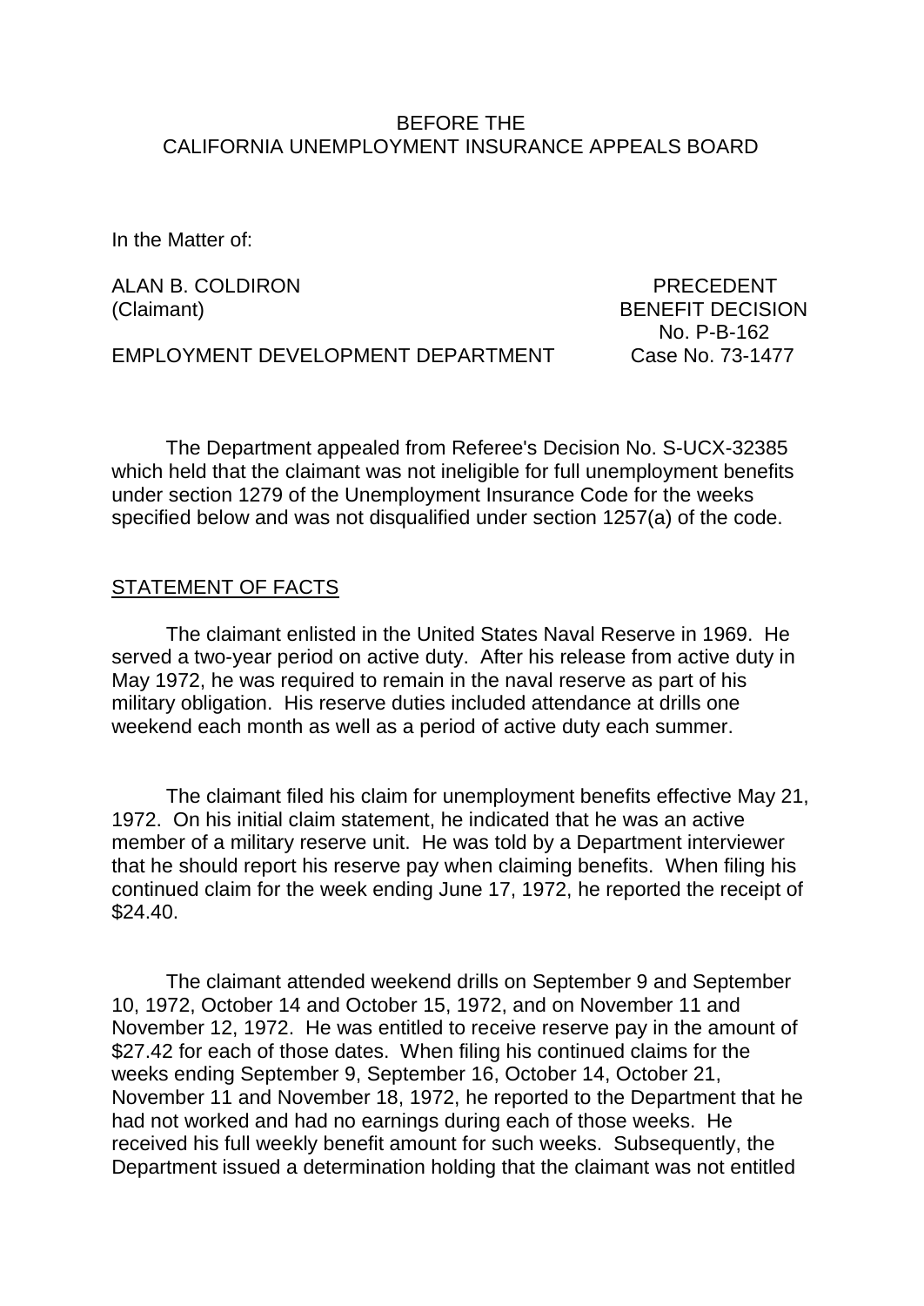BEFORE THE
CALIFORNIA UNEMPLOYMENT INSURANCE APPEALS BOARD

In the Matter of:

| | |
|---|---|
| ALAN B. COLDIRON (Claimant) | PRECEDENT BENEFIT DECISION No. P-B-162 |
| EMPLOYMENT DEVELOPMENT DEPARTMENT | Case No. 73-1477 |

The Department appealed from Referee's Decision No. S-UCX-32385 which held that the claimant was not ineligible for full unemployment benefits under section 1279 of the Unemployment Insurance Code for the weeks specified below and was not disqualified under section 1257(a) of the code.

## STATEMENT OF FACTS

The claimant enlisted in the United States Naval Reserve in 1969. He served a two-year period on active duty. After his release from active duty in May 1972, he was required to remain in the naval reserve as part of his military obligation. His reserve duties included attendance at drills one weekend each month as well as a period of active duty each summer.

The claimant filed his claim for unemployment benefits effective May 21, 1972. On his initial claim statement, he indicated that he was an active member of a military reserve unit. He was told by a Department interviewer that he should report his reserve pay when claiming benefits. When filing his continued claim for the week ending June 17, 1972, he reported the receipt of $24.40.

The claimant attended weekend drills on September 9 and September 10, 1972, October 14 and October 15, 1972, and on November 11 and November 12, 1972. He was entitled to receive reserve pay in the amount of $27.42 for each of those dates. When filing his continued claims for the weeks ending September 9, September 16, October 14, October 21, November 11 and November 18, 1972, he reported to the Department that he had not worked and had no earnings during each of those weeks. He received his full weekly benefit amount for such weeks. Subsequently, the Department issued a determination holding that the claimant was not entitled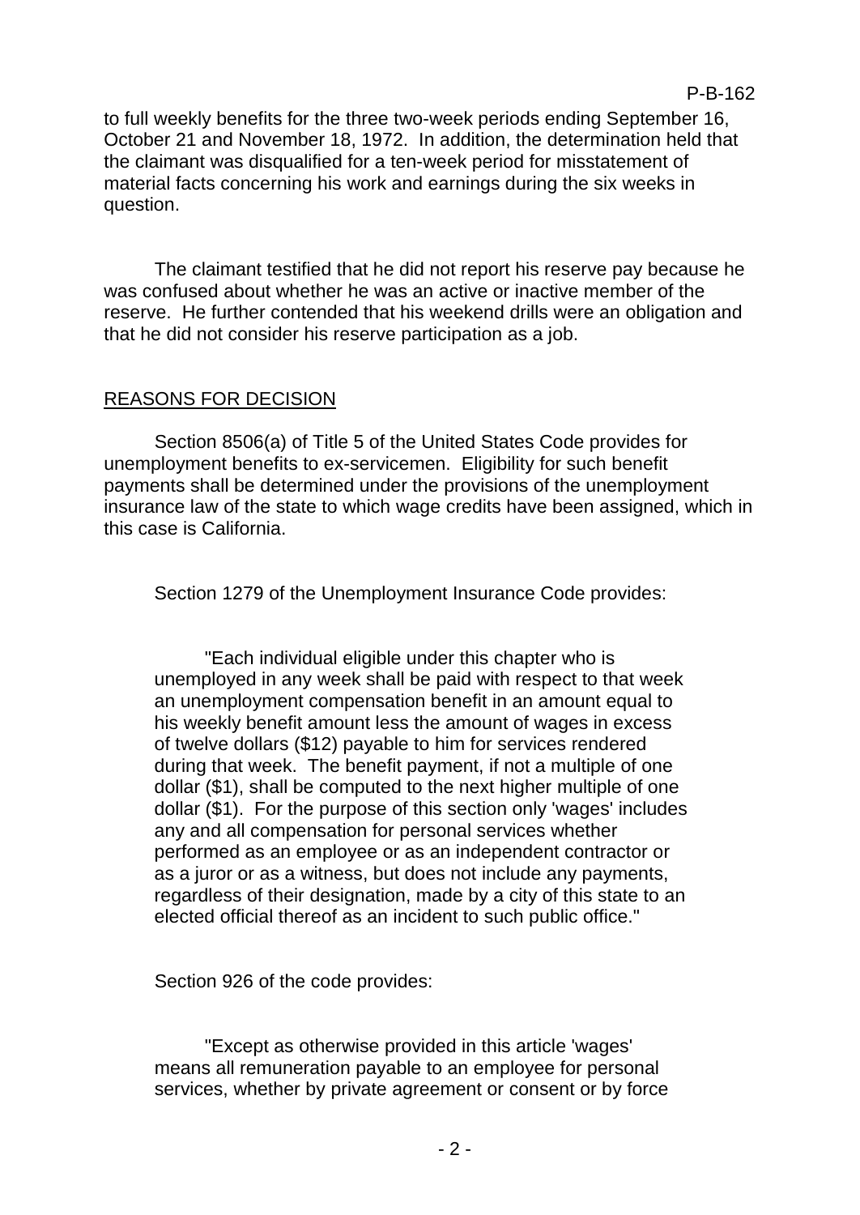to full weekly benefits for the three two-week periods ending September 16, October 21 and November 18, 1972. In addition, the determination held that the claimant was disqualified for a ten-week period for misstatement of material facts concerning his work and earnings during the six weeks in question.

The claimant testified that he did not report his reserve pay because he was confused about whether he was an active or inactive member of the reserve. He further contended that his weekend drills were an obligation and that he did not consider his reserve participation as a job.

## REASONS FOR DECISION

Section 8506(a) of Title 5 of the United States Code provides for unemployment benefits to ex-servicemen. Eligibility for such benefit payments shall be determined under the provisions of the unemployment insurance law of the state to which wage credits have been assigned, which in this case is California.

Section 1279 of the Unemployment Insurance Code provides:

> "Each individual eligible under this chapter who is unemployed in any week shall be paid with respect to that week an unemployment compensation benefit in an amount equal to his weekly benefit amount less the amount of wages in excess of twelve dollars ($12) payable to him for services rendered during that week. The benefit payment, if not a multiple of one dollar ($1), shall be computed to the next higher multiple of one dollar ($1). For the purpose of this section only 'wages' includes any and all compensation for personal services whether performed as an employee or as an independent contractor or as a juror or as a witness, but does not include any payments, regardless of their designation, made by a city of this state to an elected official thereof as an incident to such public office."

Section 926 of the code provides:

> "Except as otherwise provided in this article 'wages' means all remuneration payable to an employee for personal services, whether by private agreement or consent or by force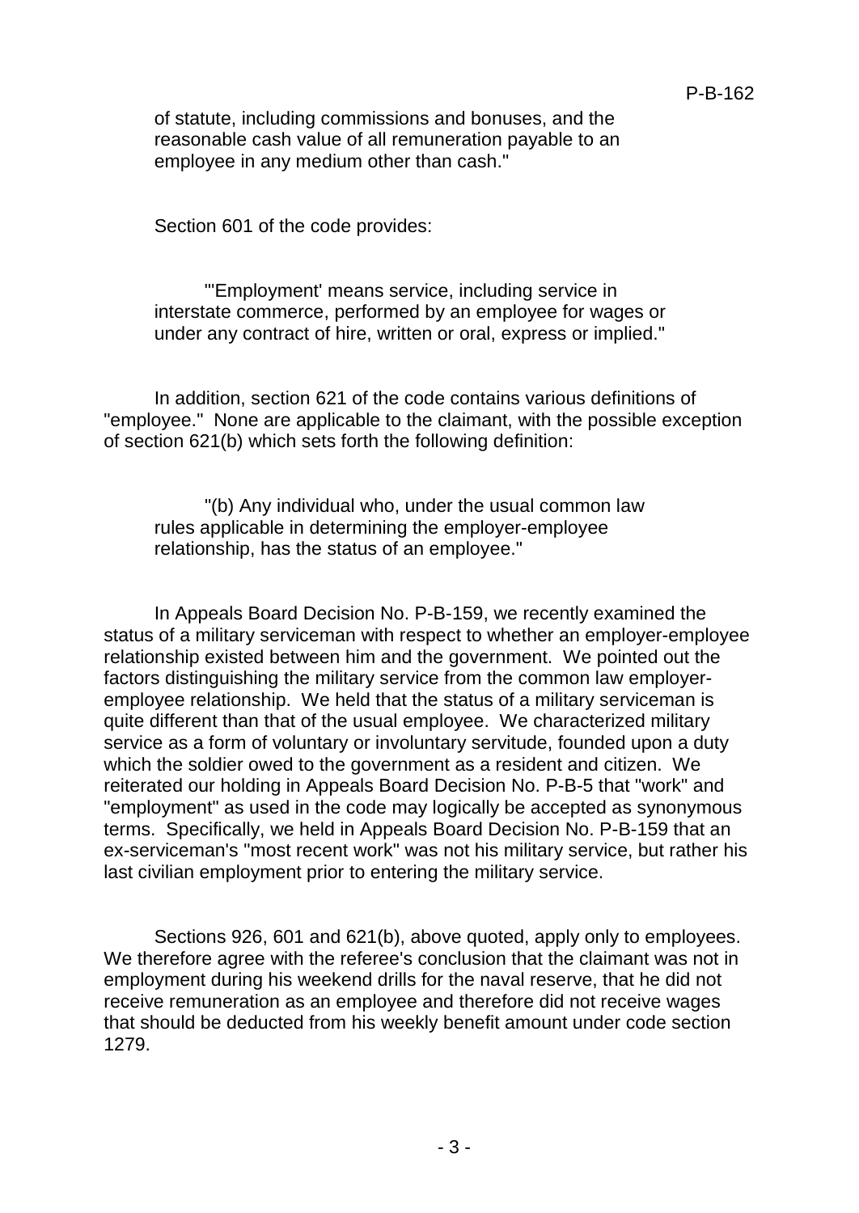of statute, including commissions and bonuses, and the reasonable cash value of all remuneration payable to an employee in any medium other than cash."

Section 601 of the code provides:

> "'Employment' means service, including service in interstate commerce, performed by an employee for wages or under any contract of hire, written or oral, express or implied."

In addition, section 621 of the code contains various definitions of "employee." None are applicable to the claimant, with the possible exception of section 621(b) which sets forth the following definition:

> "(b) Any individual who, under the usual common law rules applicable in determining the employer-employee relationship, has the status of an employee."

In Appeals Board Decision No. P-B-159, we recently examined the status of a military serviceman with respect to whether an employer-employee relationship existed between him and the government. We pointed out the factors distinguishing the military service from the common law employer-employee relationship. We held that the status of a military serviceman is quite different than that of the usual employee. We characterized military service as a form of voluntary or involuntary servitude, founded upon a duty which the soldier owed to the government as a resident and citizen. We reiterated our holding in Appeals Board Decision No. P-B-5 that "work" and "employment" as used in the code may logically be accepted as synonymous terms. Specifically, we held in Appeals Board Decision No. P-B-159 that an ex-serviceman's "most recent work" was not his military service, but rather his last civilian employment prior to entering the military service.

Sections 926, 601 and 621(b), above quoted, apply only to employees. We therefore agree with the referee's conclusion that the claimant was not in employment during his weekend drills for the naval reserve, that he did not receive remuneration as an employee and therefore did not receive wages that should be deducted from his weekly benefit amount under code section 1279.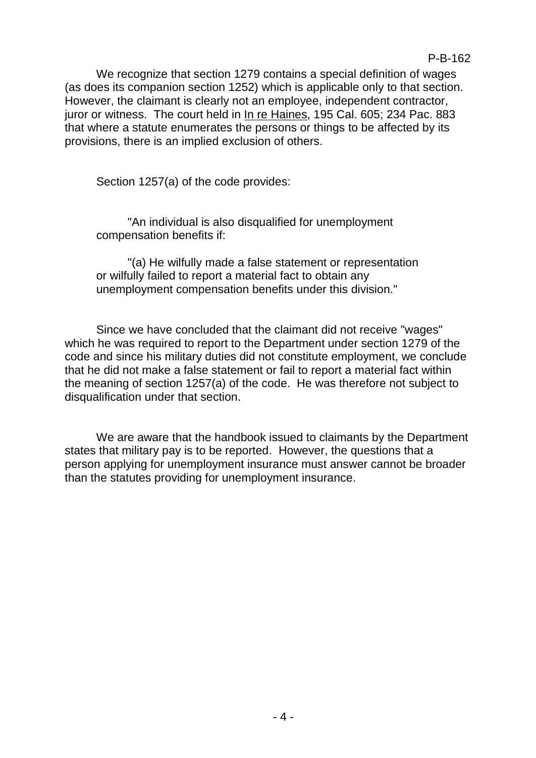We recognize that section 1279 contains a special definition of wages (as does its companion section 1252) which is applicable only to that section. However, the claimant is clearly not an employee, independent contractor, juror or witness. The court held in In re Haines, 195 Cal. 605; 234 Pac. 883 that where a statute enumerates the persons or things to be affected by its provisions, there is an implied exclusion of others.

Section 1257(a) of the code provides:

> "An individual is also disqualified for unemployment compensation benefits if:
>
> "(a) He wilfully made a false statement or representation or wilfully failed to report a material fact to obtain any unemployment compensation benefits under this division."

Since we have concluded that the claimant did not receive "wages" which he was required to report to the Department under section 1279 of the code and since his military duties did not constitute employment, we conclude that he did not make a false statement or fail to report a material fact within the meaning of section 1257(a) of the code. He was therefore not subject to disqualification under that section.

We are aware that the handbook issued to claimants by the Department states that military pay is to be reported. However, the questions that a person applying for unemployment insurance must answer cannot be broader than the statutes providing for unemployment insurance.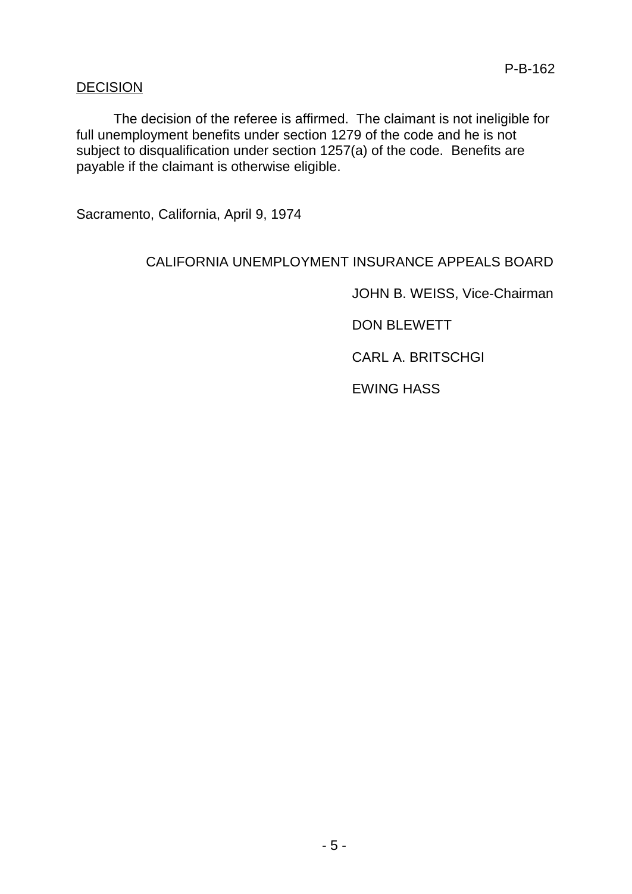DECISION

The decision of the referee is affirmed. The claimant is not ineligible for full unemployment benefits under section 1279 of the code and he is not subject to disqualification under section 1257(a) of the code. Benefits are payable if the claimant is otherwise eligible.

Sacramento, California, April 9, 1974

CALIFORNIA UNEMPLOYMENT INSURANCE APPEALS BOARD

JOHN B. WEISS, Vice-Chairman

DON BLEWETT

CARL A. BRITSCHGI

EWING HASS